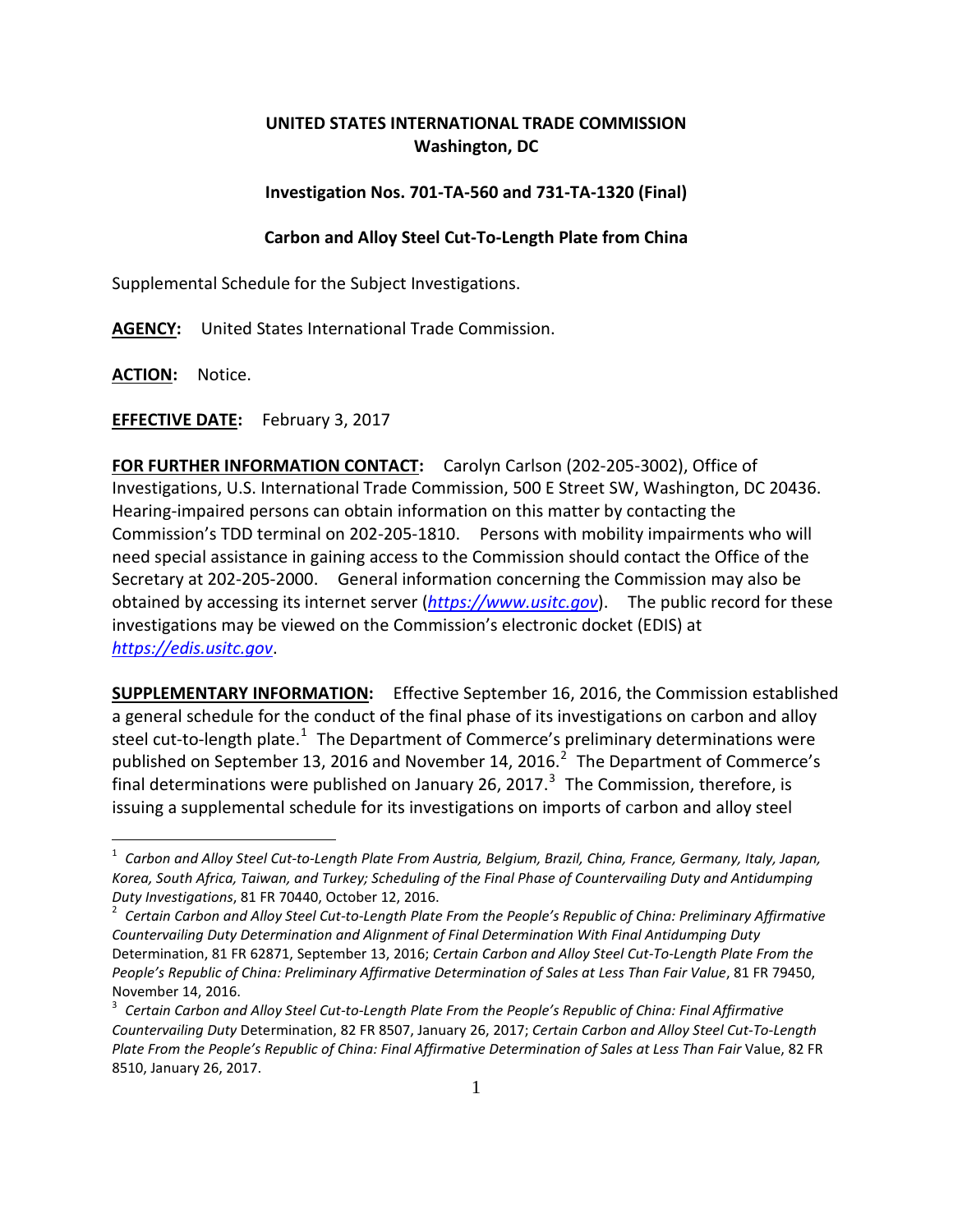**UNITED STATES INTERNATIONAL TRADE COMMISSION**
**Washington, DC**

**Investigation Nos. 701-TA-560 and 731-TA-1320 (Final)**

**Carbon and Alloy Steel Cut-To-Length Plate from China**

Supplemental Schedule for the Subject Investigations.

**AGENCY:** United States International Trade Commission.

**ACTION:** Notice.

**EFFECTIVE DATE:** February 3, 2017

**FOR FURTHER INFORMATION CONTACT:** Carolyn Carlson (202-205-3002), Office of Investigations, U.S. International Trade Commission, 500 E Street SW, Washington, DC 20436. Hearing-impaired persons can obtain information on this matter by contacting the Commission's TDD terminal on 202-205-1810. Persons with mobility impairments who will need special assistance in gaining access to the Commission should contact the Office of the Secretary at 202-205-2000. General information concerning the Commission may also be obtained by accessing its internet server (*https://www.usitc.gov*). The public record for these investigations may be viewed on the Commission's electronic docket (EDIS) at *https://edis.usitc.gov*.

**SUPPLEMENTARY INFORMATION:** Effective September 16, 2016, the Commission established a general schedule for the conduct of the final phase of its investigations on carbon and alloy steel cut-to-length plate.[1] The Department of Commerce's preliminary determinations were published on September 13, 2016 and November 14, 2016.[2] The Department of Commerce's final determinations were published on January 26, 2017.[3] The Commission, therefore, is issuing a supplemental schedule for its investigations on imports of carbon and alloy steel

---

[1] *Carbon and Alloy Steel Cut-to-Length Plate From Austria, Belgium, Brazil, China, France, Germany, Italy, Japan, Korea, South Africa, Taiwan, and Turkey; Scheduling of the Final Phase of Countervailing Duty and Antidumping Duty Investigations*, 81 FR 70440, October 12, 2016.

[2] *Certain Carbon and Alloy Steel Cut-to-Length Plate From the People's Republic of China: Preliminary Affirmative Countervailing Duty Determination and Alignment of Final Determination With Final Antidumping Duty* Determination, 81 FR 62871, September 13, 2016; *Certain Carbon and Alloy Steel Cut-To-Length Plate From the People's Republic of China: Preliminary Affirmative Determination of Sales at Less Than Fair Value*, 81 FR 79450, November 14, 2016.

[3] *Certain Carbon and Alloy Steel Cut-to-Length Plate From the People's Republic of China: Final Affirmative Countervailing Duty* Determination, 82 FR 8507, January 26, 2017; *Certain Carbon and Alloy Steel Cut-To-Length Plate From the People's Republic of China: Final Affirmative Determination of Sales at Less Than Fair* Value, 82 FR 8510, January 26, 2017.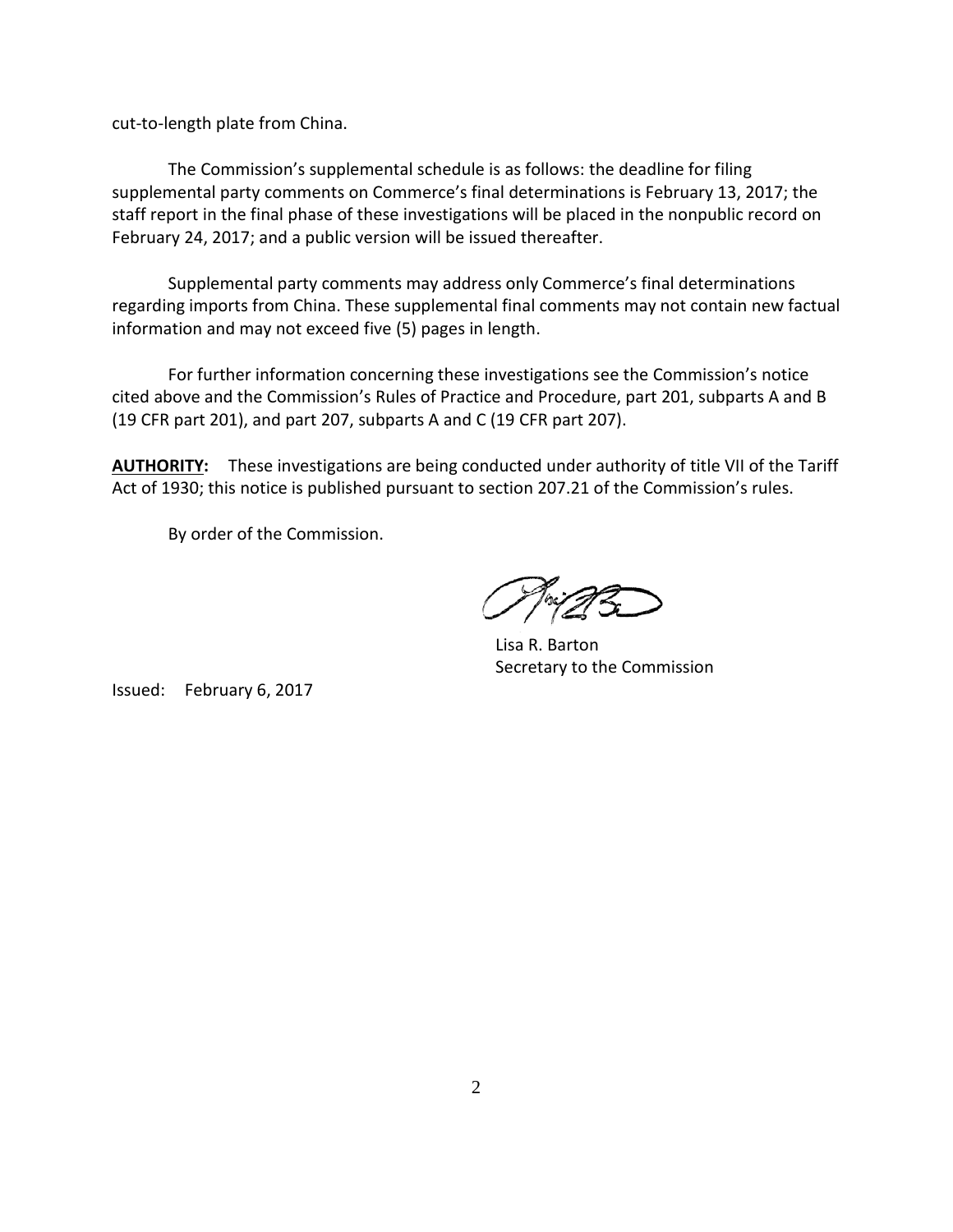cut-to-length plate from China.

The Commission's supplemental schedule is as follows: the deadline for filing supplemental party comments on Commerce's final determinations is February 13, 2017; the staff report in the final phase of these investigations will be placed in the nonpublic record on February 24, 2017; and a public version will be issued thereafter.

Supplemental party comments may address only Commerce's final determinations regarding imports from China. These supplemental final comments may not contain new factual information and may not exceed five (5) pages in length.

For further information concerning these investigations see the Commission's notice cited above and the Commission's Rules of Practice and Procedure, part 201, subparts A and B (19 CFR part 201), and part 207, subparts A and C (19 CFR part 207).

**AUTHORITY:** These investigations are being conducted under authority of title VII of the Tariff Act of 1930; this notice is published pursuant to section 207.21 of the Commission's rules.

By order of the Commission.

Lisa R. Barton
Secretary to the Commission

Issued: February 6, 2017